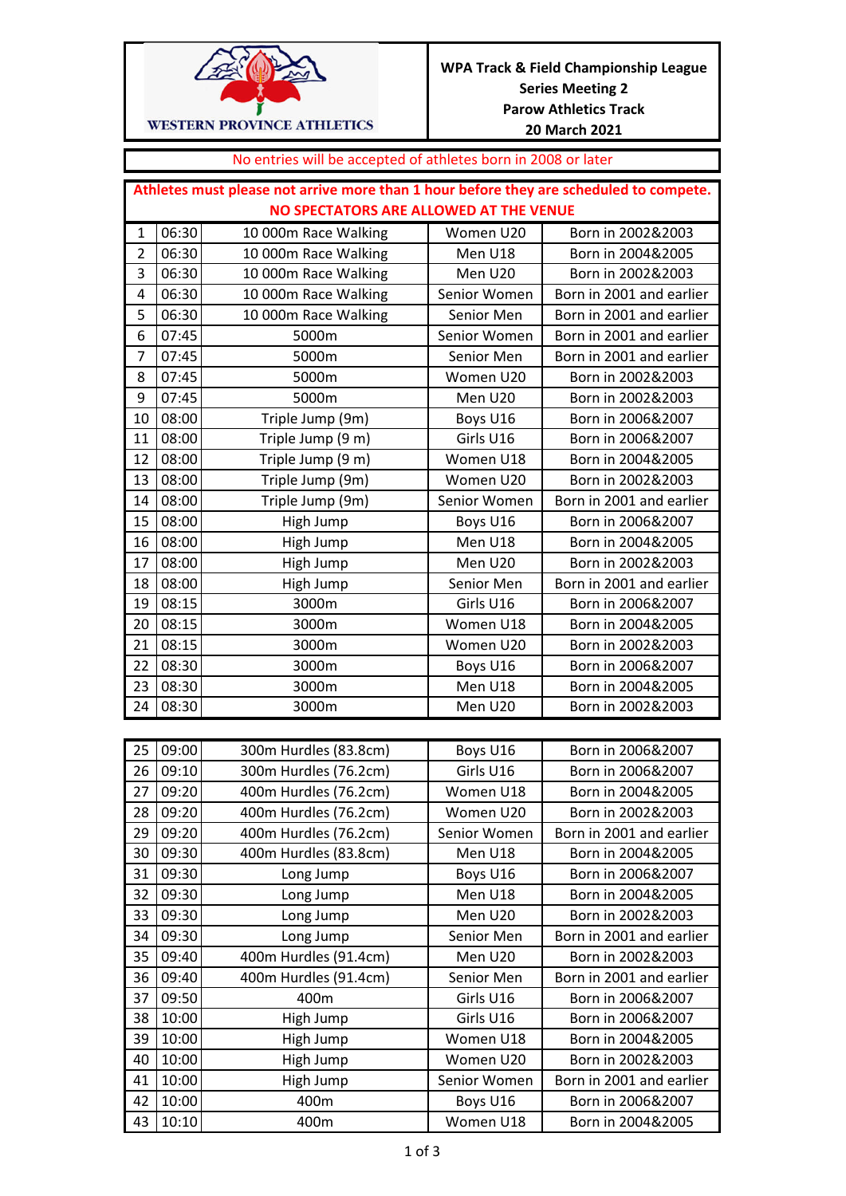WESTERN PROVINCE ATHLETICS

**WPA Track & Field Championship League**
**Series Meeting 2**
**Parow Athletics Track**
**20 March 2021**

No entries will be accepted of athletes born in 2008 or later

**Athletes must please not arrive more than 1 hour before they are scheduled to compete.**
**NO SPECTATORS ARE ALLOWED AT THE VENUE**

| | | | | |
|---|---|---|---|---|
| 1 | 06:30 | 10 000m Race Walking | Women U20 | Born in 2002&2003 |
| 2 | 06:30 | 10 000m Race Walking | Men U18 | Born in 2004&2005 |
| 3 | 06:30 | 10 000m Race Walking | Men U20 | Born in 2002&2003 |
| 4 | 06:30 | 10 000m Race Walking | Senior Women | Born in 2001 and earlier |
| 5 | 06:30 | 10 000m Race Walking | Senior Men | Born in 2001 and earlier |
| 6 | 07:45 | 5000m | Senior Women | Born in 2001 and earlier |
| 7 | 07:45 | 5000m | Senior Men | Born in 2001 and earlier |
| 8 | 07:45 | 5000m | Women U20 | Born in 2002&2003 |
| 9 | 07:45 | 5000m | Men U20 | Born in 2002&2003 |
| 10 | 08:00 | Triple Jump (9m) | Boys U16 | Born in 2006&2007 |
| 11 | 08:00 | Triple Jump (9 m) | Girls U16 | Born in 2006&2007 |
| 12 | 08:00 | Triple Jump (9 m) | Women U18 | Born in 2004&2005 |
| 13 | 08:00 | Triple Jump (9m) | Women U20 | Born in 2002&2003 |
| 14 | 08:00 | Triple Jump (9m) | Senior Women | Born in 2001 and earlier |
| 15 | 08:00 | High Jump | Boys U16 | Born in 2006&2007 |
| 16 | 08:00 | High Jump | Men U18 | Born in 2004&2005 |
| 17 | 08:00 | High Jump | Men U20 | Born in 2002&2003 |
| 18 | 08:00 | High Jump | Senior Men | Born in 2001 and earlier |
| 19 | 08:15 | 3000m | Girls U16 | Born in 2006&2007 |
| 20 | 08:15 | 3000m | Women U18 | Born in 2004&2005 |
| 21 | 08:15 | 3000m | Women U20 | Born in 2002&2003 |
| 22 | 08:30 | 3000m | Boys U16 | Born in 2006&2007 |
| 23 | 08:30 | 3000m | Men U18 | Born in 2004&2005 |
| 24 | 08:30 | 3000m | Men U20 | Born in 2002&2003 |

| | | | | |
|---|---|---|---|---|
| 25 | 09:00 | 300m Hurdles (83.8cm) | Boys U16 | Born in 2006&2007 |
| 26 | 09:10 | 300m Hurdles (76.2cm) | Girls U16 | Born in 2006&2007 |
| 27 | 09:20 | 400m Hurdles (76.2cm) | Women U18 | Born in 2004&2005 |
| 28 | 09:20 | 400m Hurdles (76.2cm) | Women U20 | Born in 2002&2003 |
| 29 | 09:20 | 400m Hurdles (76.2cm) | Senior Women | Born in 2001 and earlier |
| 30 | 09:30 | 400m Hurdles (83.8cm) | Men U18 | Born in 2004&2005 |
| 31 | 09:30 | Long Jump | Boys U16 | Born in 2006&2007 |
| 32 | 09:30 | Long Jump | Men U18 | Born in 2004&2005 |
| 33 | 09:30 | Long Jump | Men U20 | Born in 2002&2003 |
| 34 | 09:30 | Long Jump | Senior Men | Born in 2001 and earlier |
| 35 | 09:40 | 400m Hurdles (91.4cm) | Men U20 | Born in 2002&2003 |
| 36 | 09:40 | 400m Hurdles (91.4cm) | Senior Men | Born in 2001 and earlier |
| 37 | 09:50 | 400m | Girls U16 | Born in 2006&2007 |
| 38 | 10:00 | High Jump | Girls U16 | Born in 2006&2007 |
| 39 | 10:00 | High Jump | Women U18 | Born in 2004&2005 |
| 40 | 10:00 | High Jump | Women U20 | Born in 2002&2003 |
| 41 | 10:00 | High Jump | Senior Women | Born in 2001 and earlier |
| 42 | 10:00 | 400m | Boys U16 | Born in 2006&2007 |
| 43 | 10:10 | 400m | Women U18 | Born in 2004&2005 |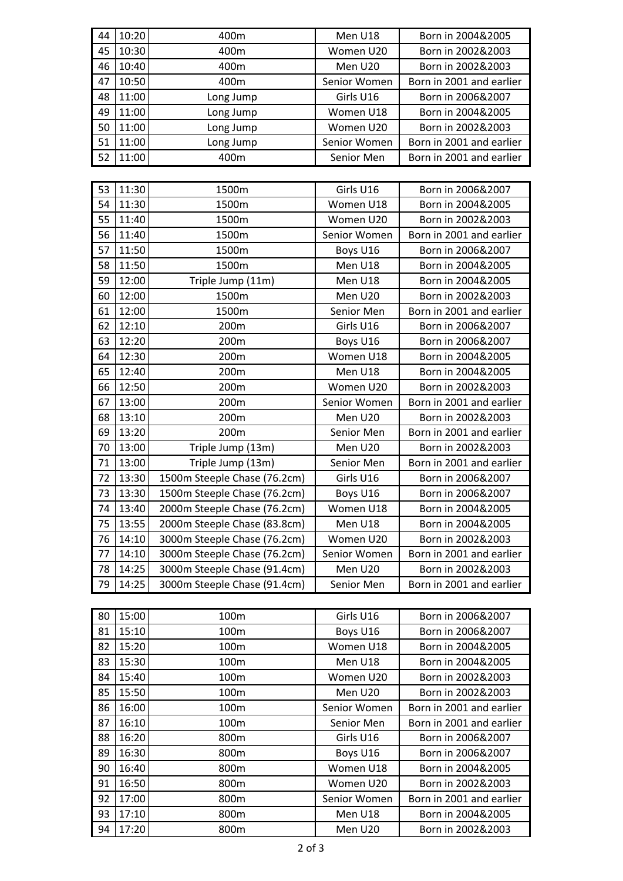| | | | | |
|---|---|---|---|---|
| 44 | 10:20 | 400m | Men U18 | Born in 2004&2005 |
| 45 | 10:30 | 400m | Women U20 | Born in 2002&2003 |
| 46 | 10:40 | 400m | Men U20 | Born in 2002&2003 |
| 47 | 10:50 | 400m | Senior Women | Born in 2001 and earlier |
| 48 | 11:00 | Long Jump | Girls U16 | Born in 2006&2007 |
| 49 | 11:00 | Long Jump | Women U18 | Born in 2004&2005 |
| 50 | 11:00 | Long Jump | Women U20 | Born in 2002&2003 |
| 51 | 11:00 | Long Jump | Senior Women | Born in 2001 and earlier |
| 52 | 11:00 | 400m | Senior Men | Born in 2001 and earlier |

| | | | | |
|---|---|---|---|---|
| 53 | 11:30 | 1500m | Girls U16 | Born in 2006&2007 |
| 54 | 11:30 | 1500m | Women U18 | Born in 2004&2005 |
| 55 | 11:40 | 1500m | Women U20 | Born in 2002&2003 |
| 56 | 11:40 | 1500m | Senior Women | Born in 2001 and earlier |
| 57 | 11:50 | 1500m | Boys U16 | Born in 2006&2007 |
| 58 | 11:50 | 1500m | Men U18 | Born in 2004&2005 |
| 59 | 12:00 | Triple Jump (11m) | Men U18 | Born in 2004&2005 |
| 60 | 12:00 | 1500m | Men U20 | Born in 2002&2003 |
| 61 | 12:00 | 1500m | Senior Men | Born in 2001 and earlier |
| 62 | 12:10 | 200m | Girls U16 | Born in 2006&2007 |
| 63 | 12:20 | 200m | Boys U16 | Born in 2006&2007 |
| 64 | 12:30 | 200m | Women U18 | Born in 2004&2005 |
| 65 | 12:40 | 200m | Men U18 | Born in 2004&2005 |
| 66 | 12:50 | 200m | Women U20 | Born in 2002&2003 |
| 67 | 13:00 | 200m | Senior Women | Born in 2001 and earlier |
| 68 | 13:10 | 200m | Men U20 | Born in 2002&2003 |
| 69 | 13:20 | 200m | Senior Men | Born in 2001 and earlier |
| 70 | 13:00 | Triple Jump (13m) | Men U20 | Born in 2002&2003 |
| 71 | 13:00 | Triple Jump (13m) | Senior Men | Born in 2001 and earlier |
| 72 | 13:30 | 1500m Steeple Chase (76.2cm) | Girls U16 | Born in 2006&2007 |
| 73 | 13:30 | 1500m Steeple Chase (76.2cm) | Boys U16 | Born in 2006&2007 |
| 74 | 13:40 | 2000m Steeple Chase (76.2cm) | Women U18 | Born in 2004&2005 |
| 75 | 13:55 | 2000m Steeple Chase (83.8cm) | Men U18 | Born in 2004&2005 |
| 76 | 14:10 | 3000m Steeple Chase (76.2cm) | Women U20 | Born in 2002&2003 |
| 77 | 14:10 | 3000m Steeple Chase (76.2cm) | Senior Women | Born in 2001 and earlier |
| 78 | 14:25 | 3000m Steeple Chase (91.4cm) | Men U20 | Born in 2002&2003 |
| 79 | 14:25 | 3000m Steeple Chase (91.4cm) | Senior Men | Born in 2001 and earlier |

| | | | | |
|---|---|---|---|---|
| 80 | 15:00 | 100m | Girls U16 | Born in 2006&2007 |
| 81 | 15:10 | 100m | Boys U16 | Born in 2006&2007 |
| 82 | 15:20 | 100m | Women U18 | Born in 2004&2005 |
| 83 | 15:30 | 100m | Men U18 | Born in 2004&2005 |
| 84 | 15:40 | 100m | Women U20 | Born in 2002&2003 |
| 85 | 15:50 | 100m | Men U20 | Born in 2002&2003 |
| 86 | 16:00 | 100m | Senior Women | Born in 2001 and earlier |
| 87 | 16:10 | 100m | Senior Men | Born in 2001 and earlier |
| 88 | 16:20 | 800m | Girls U16 | Born in 2006&2007 |
| 89 | 16:30 | 800m | Boys U16 | Born in 2006&2007 |
| 90 | 16:40 | 800m | Women U18 | Born in 2004&2005 |
| 91 | 16:50 | 800m | Women U20 | Born in 2002&2003 |
| 92 | 17:00 | 800m | Senior Women | Born in 2001 and earlier |
| 93 | 17:10 | 800m | Men U18 | Born in 2004&2005 |
| 94 | 17:20 | 800m | Men U20 | Born in 2002&2003 |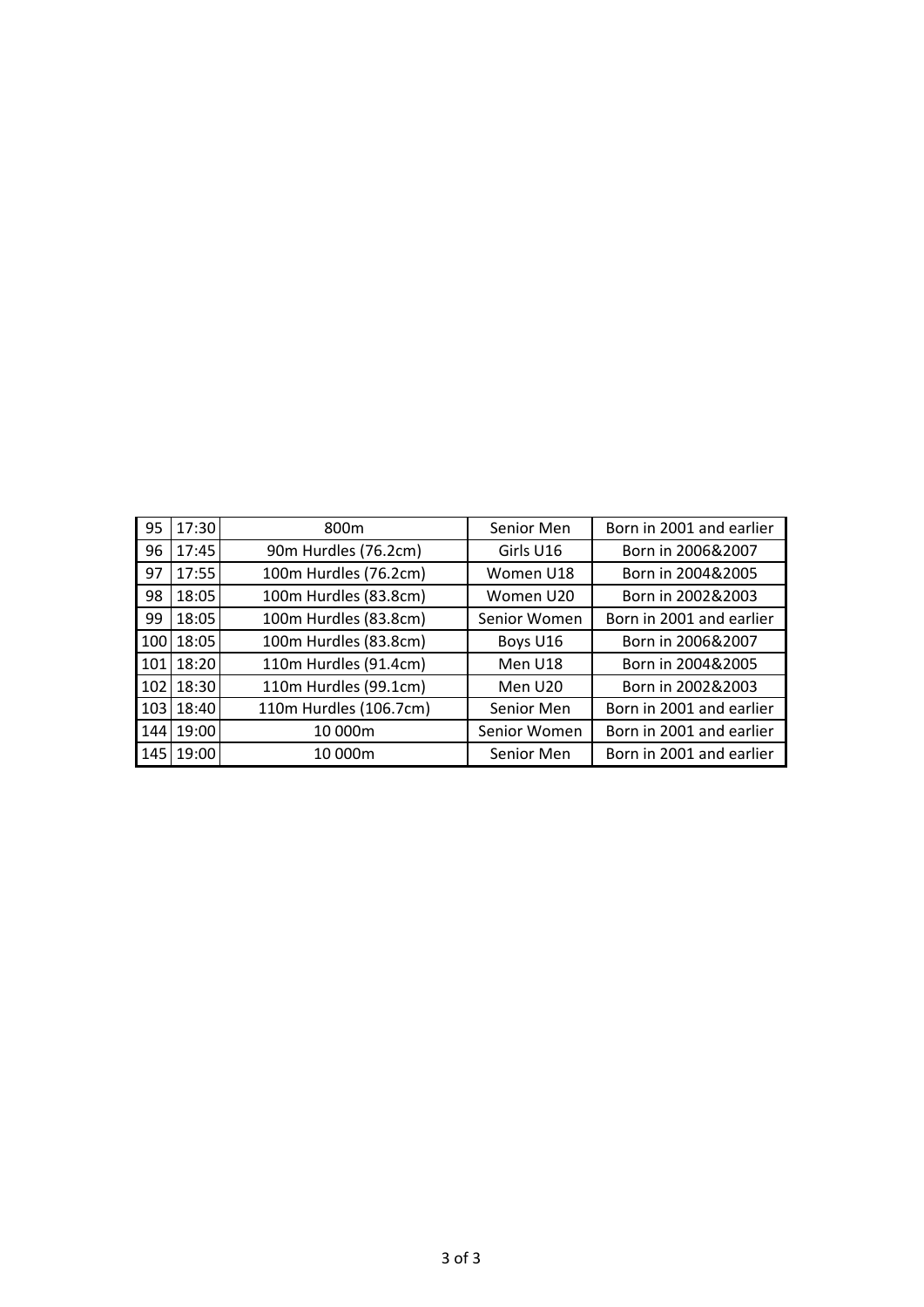| | | | | |
|---|---|---|---|---|
| 95 | 17:30 | 800m | Senior Men | Born in 2001 and earlier |
| 96 | 17:45 | 90m Hurdles (76.2cm) | Girls U16 | Born in 2006&2007 |
| 97 | 17:55 | 100m Hurdles (76.2cm) | Women U18 | Born in 2004&2005 |
| 98 | 18:05 | 100m Hurdles (83.8cm) | Women U20 | Born in 2002&2003 |
| 99 | 18:05 | 100m Hurdles (83.8cm) | Senior Women | Born in 2001 and earlier |
| 100 | 18:05 | 100m Hurdles (83.8cm) | Boys U16 | Born in 2006&2007 |
| 101 | 18:20 | 110m Hurdles (91.4cm) | Men U18 | Born in 2004&2005 |
| 102 | 18:30 | 110m Hurdles (99.1cm) | Men U20 | Born in 2002&2003 |
| 103 | 18:40 | 110m Hurdles (106.7cm) | Senior Men | Born in 2001 and earlier |
| 144 | 19:00 | 10 000m | Senior Women | Born in 2001 and earlier |
| 145 | 19:00 | 10 000m | Senior Men | Born in 2001 and earlier |